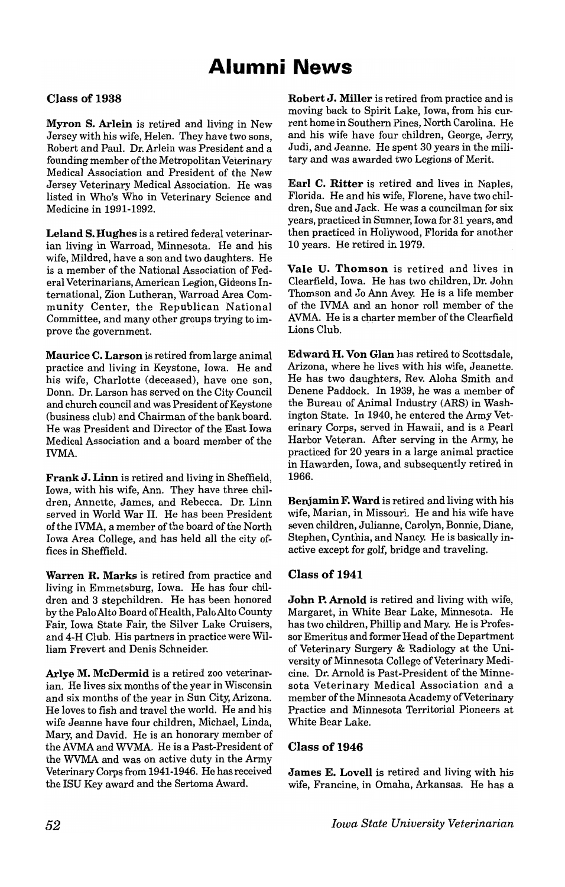# Alumni News

## Class of 1938

**Myron S. Arlein** is retired and living in New Jersey with his wife, Helen. They have two sons, Robert and Paul. Dr. Arlein was President and a founding member of the Metropolitan Veterinary Medical Association and President of the New Jersey Veterinary Medical Association. He was listed in Who's Who in Veterinary Science and Medicine in 1991-1992.

**Leland S. Hughes** is a retired federal veterinarian living in Warroad, Minnesota. He and his wife, Mildred, have a son and two daughters. He is a member of the National Association of Federal Veterinarians, American Legion, Gideons International, Zion Lutheran, Warroad Area Community Center, the Republican National Committee, and many other groups trying to improve the government.

**Maurice C. Larson** is retired from large animal practice and living in Keystone, Iowa. He and his wife, Charlotte (deceased), have one son, Donn. Dr. Larson has served on the City Council and church council and was President of Keystone (business club) and Chairman of the bank board. He was President and Director of the East Iowa Medical Association and a board member of the IVMA.

**Frank J. Linn** is retired and living in Sheffield, Iowa, with his wife, Ann. They have three children, Annette, James, and Rebecca. Dr. Linn served in World War II. He has been President of the IVMA, a member of the board of the North Iowa Area College, and has held all the city offices in Sheffield.

**Warren R. Marks** is retired from practice and living in Emmetsburg, Iowa. He has four children and 3 stepchildren. He has been honored by the Palo Alto Board of Health, Palo Alto County Fair, Iowa State Fair, the Silver Lake Cruisers, and 4-H Club. His partners in practice were William Frevert and Denis Schneider.

**Arlye M. McDermid** is a retired zoo veterinarian. He lives six months of the year in Wisconsin and six months of the year in Sun City, Arizona. He loves to fish and travel the world. He and his wife Jeanne have four children, Michael, Linda, Mary, and David. He is an honorary member of the AVMA and WVMA. He is a Past-President of the WVMA and was on active duty in the Army Veterinary Corps from 1941-1946. He has received the ISU Key award and the Sertoma Award.

**Robert J. Miller** is retired from practice and is moving back to Spirit Lake, Iowa, from his current home in Southern Pines, North Carolina. He and his wife have four children, George, Jerry, Judi, and Jeanne. He spent 30 years in the military and was awarded two Legions of Merit.

**Earl C. Ritter** is retired and lives in Naples, Florida. He and his wife, Florene, have two children, Sue and Jack. He was a councilman for six years, practiced in Sumner, Iowa for 31 years, and then practiced in Hollywood, Florida for another 10 years. He retired in 1979.

**Vale U. Thomson** is retired and lives in Clearfield, Iowa. He has two children, Dr. John Thomson and Jo Ann Avey. He is a life member of the IVMA and an honor roll member of the AVMA. He is a charter member of the Clearfield Lions Club.

**Edward H. Von Glan** has retired to Scottsdale, Arizona, where he lives with his wife, Jeanette. He has two daughters, Rev. Aloha Smith and Denene Paddock. In 1939, he was a member of the Bureau of Animal Industry (ARS) in Washington State. In 1940, he entered the Army Veterinary Corps, served in Hawaii, and is a Pearl Harbor Veteran. After serving in the Army, he practiced for 20 years in a large animal practice in Hawarden, Iowa, and subsequently retired in 1966.

**Benjamin F. Ward** is retired and living with his wife, Marian, in Missouri. He and his wife have seven children, Julianne, Carolyn, Bonnie, Diane, Stephen, Cynthia, and Nancy. He is basically inactive except for golf, bridge and traveling.

## Class of 1941

**John P. Arnold** is retired and living with wife, Margaret, in White Bear Lake, Minnesota. He has two children, Phillip and Mary. He is Professor Emeritus and former Head of the Department of Veterinary Surgery & Radiology at the University of Minnesota College of Veterinary Medicine. Dr. Arnold is Past-President of the Minnesota Veterinary Medical Association and a member of the Minnesota Academy of Veterinary Practice and Minnesota Territorial Pioneers at White Bear Lake.

## Class of 1946

**James E. Lovell** is retired and living with his wife, Francine, in Omaha, Arkansas. He has a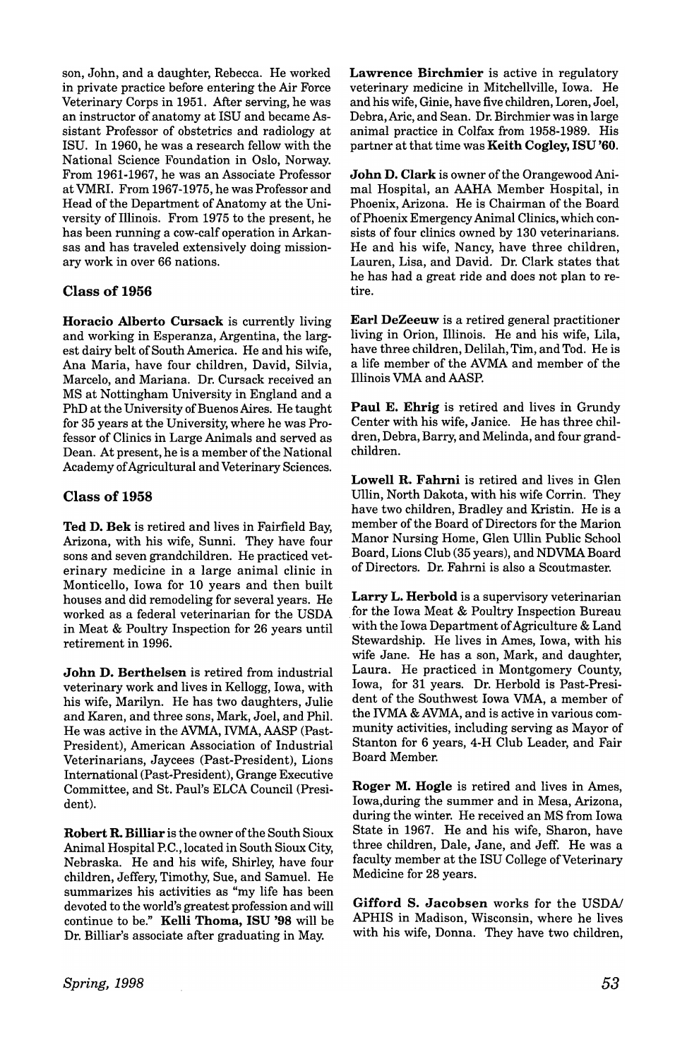son, John, and a daughter, Rebecca. He worked in private practice before entering the Air Force Veterinary Corps in 1951. After serving, he was an instructor of anatomy at ISU and became Assistant Professor of obstetrics and radiology at ISU. In 1960, he was a research fellow with the National Science Foundation in Oslo, Norway. From 1961-1967, he was an Associate Professor at VMRI. From 1967-1975, he was Professor and Head of the Department of Anatomy at the University of Illinois. From 1975 to the present, he has been running a cow-calf operation in Arkansas and has traveled extensively doing missionary work in over 66 nations.

### Class of 1956

**Horacio Alberto Cursack** is currently living and working in Esperanza, Argentina, the largest dairy belt of South America. He and his wife, Ana Maria, have four children, David, Silvia, Marcelo, and Mariana. Dr. Cursack received an MS at Nottingham University in England and a PhD at the University of Buenos Aires. He taught for 35 years at the University, where he was Professor of Clinics in Large Animals and served as Dean. At present, he is a member of the National Academy of Agricultural and Veterinary Sciences.

### Class of 1958

**Ted D. Bek** is retired and lives in Fairfield Bay, Arizona, with his wife, Sunni. They have four sons and seven grandchildren. He practiced veterinary medicine in a large animal clinic in Monticello, Iowa for 10 years and then built houses and did remodeling for several years. He worked as a federal veterinarian for the USDA in Meat & Poultry Inspection for 26 years until retirement in 1996.

**John D. Berthelsen** is retired from industrial veterinary work and lives in Kellogg, Iowa, with his wife, Marilyn. He has two daughters, Julie and Karen, and three sons, Mark, Joel, and Phil. He was active in the AVMA, IVMA, AASP (Past-President), American Association of Industrial Veterinarians, Jaycees (Past-President), Lions International (Past-President), Grange Executive Committee, and St. Paul's ELCA Council (President).

**Robert R. Billiar** is the owner of the South Sioux Animal Hospital P.C., located in South Sioux City, Nebraska. He and his wife, Shirley, have four children, Jeffery, Timothy, Sue, and Samuel. He summarizes his activities as "my life has been devoted to the world's greatest profession and will continue to be." **Kelli Thoma, ISU '98** will be Dr. Billiar's associate after graduating in May.

**Lawrence Birchmier** is active in regulatory veterinary medicine in Mitchellville, Iowa. He and his wife, Ginie, have five children, Loren, Joel, Debra, Aric, and Sean. Dr. Birchmier was in large animal practice in Colfax from 1958-1989. His partner at that time was **Keith Cogley, ISU '60**.

**John D. Clark** is owner of the Orangewood Animal Hospital, an AAHA Member Hospital, in Phoenix, Arizona. He is Chairman of the Board of Phoenix Emergency Animal Clinics, which consists of four clinics owned by 130 veterinarians. He and his wife, Nancy, have three children, Lauren, Lisa, and David. Dr. Clark states that he has had a great ride and does not plan to retire.

**Earl DeZeeuw** is a retired general practitioner living in Orion, Illinois. He and his wife, Lila, have three children, Delilah, Tim, and Tod. He is a life member of the AVMA and member of the Illinois VMA and AASP.

**Paul E. Ehrig** is retired and lives in Grundy Center with his wife, Janice. He has three children, Debra, Barry, and Melinda, and four grandchildren.

**Lowell R. Fahrni** is retired and lives in Glen Ullin, North Dakota, with his wife Corrin. They have two children, Bradley and Kristin. He is a member of the Board of Directors for the Marion Manor Nursing Home, Glen Ullin Public School Board, Lions Club (35 years), and NDVMA Board of Directors. Dr. Fahrni is also a Scoutmaster.

**Larry L. Herbold** is a supervisory veterinarian for the Iowa Meat & Poultry Inspection Bureau with the Iowa Department of Agriculture & Land Stewardship. He lives in Ames, Iowa, with his wife Jane. He has a son, Mark, and daughter, Laura. He practiced in Montgomery County, Iowa, for 31 years. Dr. Herbold is Past-President of the Southwest Iowa VMA, a member of the IVMA & AVMA, and is active in various community activities, including serving as Mayor of Stanton for 6 years, 4-H Club Leader, and Fair Board Member.

**Roger M. Hogle** is retired and lives in Ames, Iowa, during the summer and in Mesa, Arizona, during the winter. He received an MS from Iowa State in 1967. He and his wife, Sharon, have three children, Dale, Jane, and Jeff. He was a faculty member at the ISU College of Veterinary Medicine for 28 years.

**Gifford S. Jacobsen** works for the USDA/APHIS in Madison, Wisconsin, where he lives with his wife, Donna. They have two children,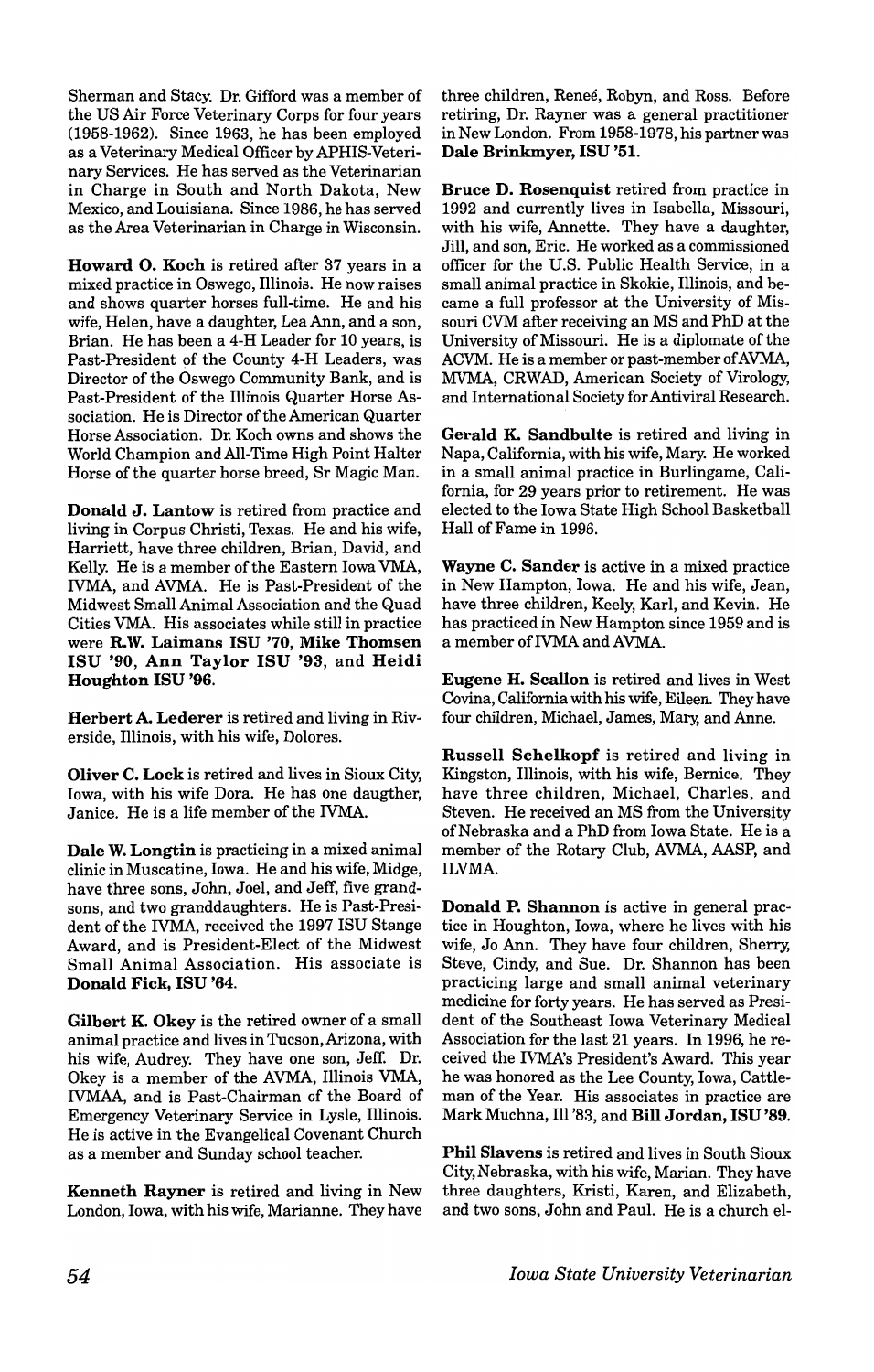Sherman and Stacy. Dr. Gifford was a member of the US Air Force Veterinary Corps for four years (1958-1962). Since 1963, he has been employed as a Veterinary Medical Officer by APHIS-Veterinary Services. He has served as the Veterinarian in Charge in South and North Dakota, New Mexico, and Louisiana. Since 1986, he has served as the Area Veterinarian in Charge in Wisconsin.

**Howard O. Koch** is retired after 37 years in a mixed practice in Oswego, Illinois. He now raises and shows quarter horses full-time. He and his wife, Helen, have a daughter, Lea Ann, and a son, Brian. He has been a 4-H Leader for 10 years, is Past-President of the County 4-H Leaders, was Director of the Oswego Community Bank, and is Past-President of the Illinois Quarter Horse Association. He is Director of the American Quarter Horse Association. Dr. Koch owns and shows the World Champion and All-Time High Point Halter Horse of the quarter horse breed, Sr Magic Man.

**Donald J. Lantow** is retired from practice and living in Corpus Christi, Texas. He and his wife, Harriett, have three children, Brian, David, and Kelly. He is a member of the Eastern Iowa VMA, IVMA, and AVMA. He is Past-President of the Midwest Small Animal Association and the Quad Cities VMA. His associates while still in practice were **R.W. Laimans ISU '70, Mike Thomsen ISU '90, Ann Taylor ISU '93**, and **Heidi Houghton ISU '96**.

**Herbert A. Lederer** is retired and living in Riverside, Illinois, with his wife, Dolores.

**Oliver C. Lock** is retired and lives in Sioux City, Iowa, with his wife Dora. He has one daugther, Janice. He is a life member of the IVMA.

**Dale W. Longtin** is practicing in a mixed animal clinic in Muscatine, Iowa. He and his wife, Midge, have three sons, John, Joel, and Jeff, five grandsons, and two granddaughters. He is Past-President of the IVMA, received the 1997 ISU Stange Award, and is President-Elect of the Midwest Small Animal Association. His associate is **Donald Fick, ISU '64**.

**Gilbert K. Okey** is the retired owner of a small animal practice and lives in Tucson, Arizona, with his wife, Audrey. They have one son, Jeff. Dr. Okey is a member of the AVMA, Illinois VMA, IVMAA, and is Past-Chairman of the Board of Emergency Veterinary Service in Lysle, Illinois. He is active in the Evangelical Covenant Church as a member and Sunday school teacher.

**Kenneth Rayner** is retired and living in New London, Iowa, with his wife, Marianne. They have three children, Reneé, Robyn, and Ross. Before retiring, Dr. Rayner was a general practitioner in New London. From 1958-1978, his partner was **Dale Brinkmyer, ISU '51**.

**Bruce D. Rosenquist** retired from practice in 1992 and currently lives in Isabella, Missouri, with his wife, Annette. They have a daughter, Jill, and son, Eric. He worked as a commissioned officer for the U.S. Public Health Service, in a small animal practice in Skokie, Illinois, and became a full professor at the University of Missouri CVM after receiving an MS and PhD at the University of Missouri. He is a diplomate of the ACVM. He is a member or past-member of AVMA, MVMA, CRWAD, American Society of Virology, and International Society for Antiviral Research.

**Gerald K. Sandbulte** is retired and living in Napa, California, with his wife, Mary. He worked in a small animal practice in Burlingame, California, for 29 years prior to retirement. He was elected to the Iowa State High School Basketball Hall of Fame in 1996.

**Wayne C. Sander** is active in a mixed practice in New Hampton, Iowa. He and his wife, Jean, have three children, Keely, Karl, and Kevin. He has practiced in New Hampton since 1959 and is a member of IVMA and AVMA.

**Eugene H. Scallon** is retired and lives in West Covina, California with his wife, Eileen. They have four children, Michael, James, Mary, and Anne.

**Russell Schelkopf** is retired and living in Kingston, Illinois, with his wife, Bernice. They have three children, Michael, Charles, and Steven. He received an MS from the University of Nebraska and a PhD from Iowa State. He is a member of the Rotary Club, AVMA, AASP, and ILVMA.

**Donald P. Shannon** is active in general practice in Houghton, Iowa, where he lives with his wife, Jo Ann. They have four children, Sherry, Steve, Cindy, and Sue. Dr. Shannon has been practicing large and small animal veterinary medicine for forty years. He has served as President of the Southeast Iowa Veterinary Medical Association for the last 21 years. In 1996, he received the IVMA's President's Award. This year he was honored as the Lee County, Iowa, Cattleman of the Year. His associates in practice are Mark Muchna, Ill '83, and **Bill Jordan, ISU '89**.

**Phil Slavens** is retired and lives in South Sioux City, Nebraska, with his wife, Marian. They have three daughters, Kristi, Karen, and Elizabeth, and two sons, John and Paul. He is a church el-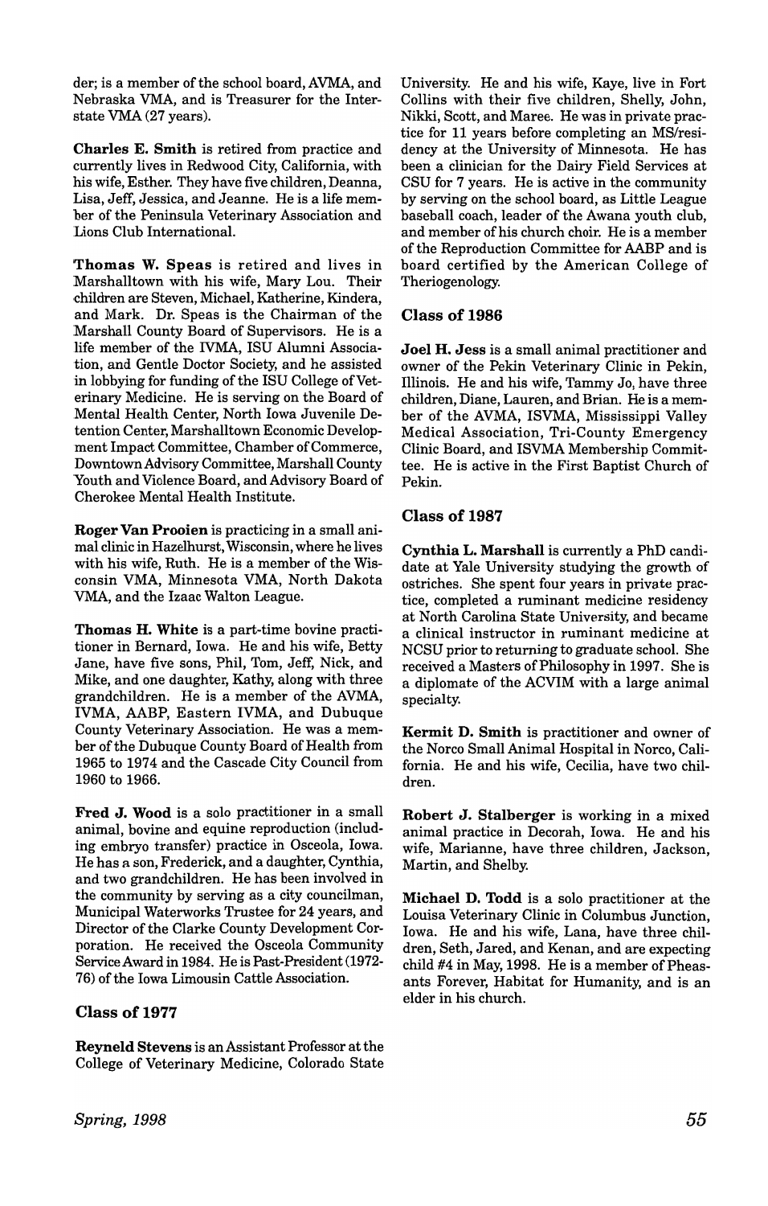der; is a member of the school board, AVMA, and Nebraska VMA, and is Treasurer for the Interstate VMA (27 years).

**Charles E. Smith** is retired from practice and currently lives in Redwood City, California, with his wife, Esther. They have five children, Deanna, Lisa, Jeff, Jessica, and Jeanne. He is a life member of the Peninsula Veterinary Association and Lions Club International.

**Thomas W. Speas** is retired and lives in Marshalltown with his wife, Mary Lou. Their children are Steven, Michael, Katherine, Kindera, and Mark. Dr. Speas is the Chairman of the Marshall County Board of Supervisors. He is a life member of the IVMA, ISU Alumni Association, and Gentle Doctor Society, and he assisted in lobbying for funding of the ISU College of Veterinary Medicine. He is serving on the Board of Mental Health Center, North Iowa Juvenile Detention Center, Marshalltown Economic Development Impact Committee, Chamber of Commerce, Downtown Advisory Committee, Marshall County Youth and Violence Board, and Advisory Board of Cherokee Mental Health Institute.

**Roger Van Prooien** is practicing in a small animal clinic in Hazelhurst, Wisconsin, where he lives with his wife, Ruth. He is a member of the Wisconsin VMA, Minnesota VMA, North Dakota VMA, and the Izaac Walton League.

**Thomas H. White** is a part-time bovine practitioner in Bernard, Iowa. He and his wife, Betty Jane, have five sons, Phil, Tom, Jeff, Nick, and Mike, and one daughter, Kathy, along with three grandchildren. He is a member of the AVMA, IVMA, AABP, Eastern IVMA, and Dubuque County Veterinary Association. He was a member of the Dubuque County Board of Health from 1965 to 1974 and the Cascade City Council from 1960 to 1966.

**Fred J. Wood** is a solo practitioner in a small animal, bovine and equine reproduction (including embryo transfer) practice in Osceola, Iowa. He has a son, Frederick, and a daughter, Cynthia, and two grandchildren. He has been involved in the community by serving as a city councilman, Municipal Waterworks Trustee for 24 years, and Director of the Clarke County Development Corporation. He received the Osceola Community Service Award in 1984. He is Past-President (1972-76) of the Iowa Limousin Cattle Association.

### Class of 1977

**Reyneld Stevens** is an Assistant Professor at the College of Veterinary Medicine, Colorado State University. He and his wife, Kaye, live in Fort Collins with their five children, Shelly, John, Nikki, Scott, and Maree. He was in private practice for 11 years before completing an MS/residency at the University of Minnesota. He has been a clinician for the Dairy Field Services at CSU for 7 years. He is active in the community by serving on the school board, as Little League baseball coach, leader of the Awana youth club, and member of his church choir. He is a member of the Reproduction Committee for AABP and is board certified by the American College of Theriogenology.

### Class of 1986

**Joel H. Jess** is a small animal practitioner and owner of the Pekin Veterinary Clinic in Pekin, Illinois. He and his wife, Tammy Jo, have three children, Diane, Lauren, and Brian. He is a member of the AVMA, ISVMA, Mississippi Valley Medical Association, Tri-County Emergency Clinic Board, and ISVMA Membership Committee. He is active in the First Baptist Church of Pekin.

### Class of 1987

**Cynthia L. Marshall** is currently a PhD candidate at Yale University studying the growth of ostriches. She spent four years in private practice, completed a ruminant medicine residency at North Carolina State University, and became a clinical instructor in ruminant medicine at NCSU prior to returning to graduate school. She received a Masters of Philosophy in 1997. She is a diplomate of the ACVIM with a large animal specialty.

**Kermit D. Smith** is practitioner and owner of the Norco Small Animal Hospital in Norco, California. He and his wife, Cecilia, have two children.

**Robert J. Stalberger** is working in a mixed animal practice in Decorah, Iowa. He and his wife, Marianne, have three children, Jackson, Martin, and Shelby.

**Michael D. Todd** is a solo practitioner at the Louisa Veterinary Clinic in Columbus Junction, Iowa. He and his wife, Lana, have three children, Seth, Jared, and Kenan, and are expecting child #4 in May, 1998. He is a member of Pheasants Forever, Habitat for Humanity, and is an elder in his church.